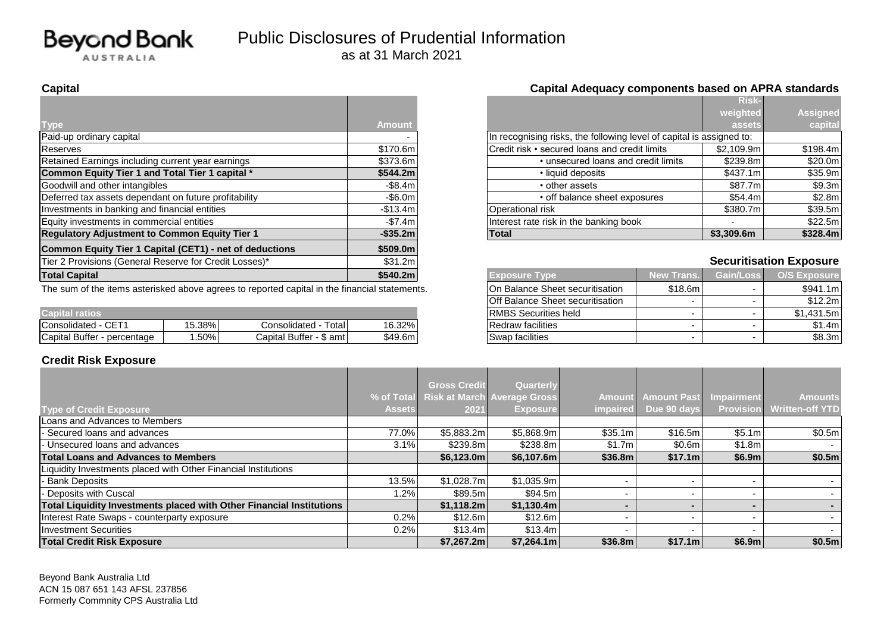# Beyond Bank AUSTRALIA

# Public Disclosures of Prudential Information
as at 31 March 2021

## Capital

| Type | Amount |
| --- | --- |
| Paid-up ordinary capital | - |
| Reserves | $170.6m |
| Retained Earnings including current year earnings | $373.6m |
| **Common Equity Tier 1 and Total Tier 1 capital *** | **$544.2m** |
| Goodwill and other intangibles | -$8.4m |
| Deferred tax assets dependant on future profitability | -$6.0m |
| Investments in banking and financial entities | -$13.4m |
| Equity investments in commercial entities | -$7.4m |
| **Regulatory Adjustment to Common Equity Tier 1** | **-$35.2m** |
| **Common Equity Tier 1 Capital (CET1) - net of deductions** | **$509.0m** |
| Tier 2 Provisions (General Reserve for Credit Losses)* | $31.2m |
| **Total Capital** | **$540.2m** |

The sum of the items asterisked above agrees to reported capital in the financial statements.

| Capital ratios | | | |
| --- | --- | --- | --- |
| Consolidated - CET1 | 15.38% | Consolidated - Total | 16.32% |
| Capital Buffer - percentage | 1.50% | Capital Buffer - $ amt | $49.6m |

## Capital Adequacy components based on APRA standards

| | Risk-weighted assets | Assigned capital |
| --- | --- | --- |
| In recognising risks, the following level of capital is assigned to: | | |
| Credit risk • secured loans and credit limits | $2,109.9m | $198.4m |
| • unsecured loans and credit limits | $239.8m | $20.0m |
| • liquid deposits | $437.1m | $35.9m |
| • other assets | $87.7m | $9.3m |
| • off balance sheet exposures | $54.4m | $2.8m |
| Operational risk | $380.7m | $39.5m |
| Interest rate risk in the banking book | - | $22.5m |
| **Total** | **$3,309.6m** | **$328.4m** |

## Securitisation Exposure

| Exposure Type | New Trans. | Gain/Loss | O/S Exposure |
| --- | --- | --- | --- |
| On Balance Sheet securitisation | $18.6m | - | $941.1m |
| Off Balance Sheet securitisation | - | - | $12.2m |
| RMBS Securities held | - | - | $1,431.5m |
| Redraw facilities | - | - | $1.4m |
| Swap facilities | - | - | $8.3m |

## Credit Risk Exposure

| Type of Credit Exposure | % of Total Assets | Gross Credit Risk at March 2021 | Quarterly Average Gross Exposure | Amount impaired | Amount Past Due 90 days | Impairment Provision | Amounts Written-off YTD |
| --- | --- | --- | --- | --- | --- | --- | --- |
| Loans and Advances to Members | | | | | | | |
| - Secured loans and advances | 77.0% | $5,883.2m | $5,868.9m | $35.1m | $16.5m | $5.1m | $0.5m |
| - Unsecured loans and advances | 3.1% | $239.8m | $238.8m | $1.7m | $0.6m | $1.8m | - |
| **Total Loans and Advances to Members** | | **$6,123.0m** | **$6,107.6m** | **$36.8m** | **$17.1m** | **$6.9m** | **$0.5m** |
| Liquidity Investments placed with Other Financial Institutions | | | | | | | |
| - Bank Deposits | 13.5% | $1,028.7m | $1,035.9m | - | - | - | - |
| - Deposits with Cuscal | 1.2% | $89.5m | $94.5m | - | - | - | - |
| **Total Liquidity Investments placed with Other Financial Institutions** | | **$1,118.2m** | **$1,130.4m** | **-** | **-** | **-** | **-** |
| Interest Rate Swaps - counterparty exposure | 0.2% | $12.6m | $12.6m | - | - | - | - |
| Investment Securities | 0.2% | $13.4m | $13.4m | - | - | - | - |
| **Total Credit Risk Exposure** | | **$7,267.2m** | **$7,264.1m** | **$36.8m** | **$17.1m** | **$6.9m** | **$0.5m** |

Beyond Bank Australia Ltd
ACN 15 087 651 143 AFSL 237856
Formerly Commnity CPS Australia Ltd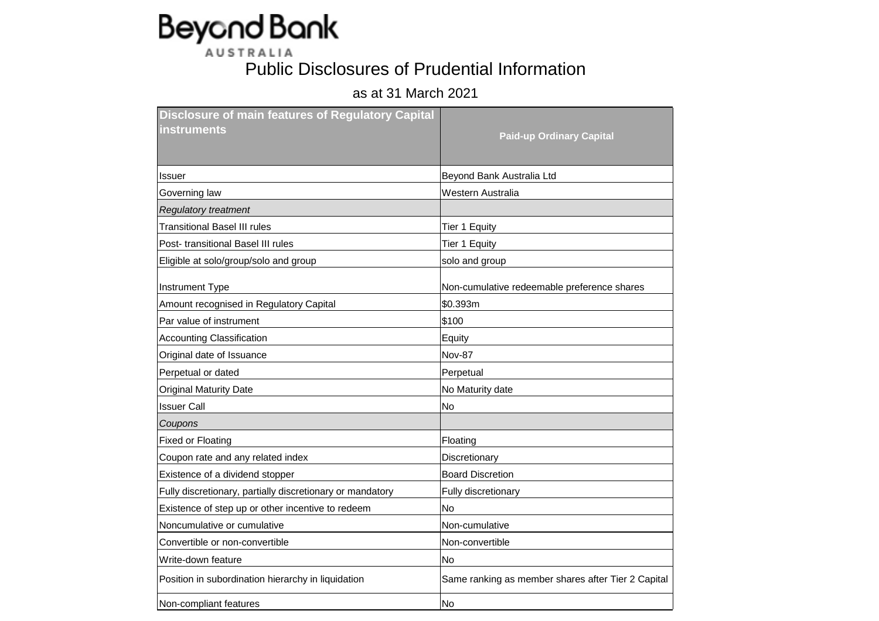Beyond Bank AUSTRALIA

# Public Disclosures of Prudential Information

as at 31 March 2021

| Disclosure of main features of Regulatory Capital instruments | Paid-up Ordinary Capital |
|---|---|
| Issuer | Beyond Bank Australia Ltd |
| Governing law | Western Australia |
| *Regulatory treatment* | |
| Transitional Basel III rules | Tier 1 Equity |
| Post- transitional Basel III rules | Tier 1 Equity |
| Eligible at solo/group/solo and group | solo and group |
| Instrument Type | Non-cumulative redeemable preference shares |
| Amount recognised in Regulatory Capital | $0.393m |
| Par value of instrument | $100 |
| Accounting Classification | Equity |
| Original date of Issuance | Nov-87 |
| Perpetual or dated | Perpetual |
| Original Maturity Date | No Maturity date |
| Issuer Call | No |
| *Coupons* | |
| Fixed or Floating | Floating |
| Coupon rate and any related index | Discretionary |
| Existence of a dividend stopper | Board Discretion |
| Fully discretionary, partially discretionary or mandatory | Fully discretionary |
| Existence of step up or other incentive to redeem | No |
| Noncumulative or cumulative | Non-cumulative |
| Convertible or non-convertible | Non-convertible |
| Write-down feature | No |
| Position in subordination hierarchy in liquidation | Same ranking as member shares after Tier 2 Capital |
| Non-compliant features | No |